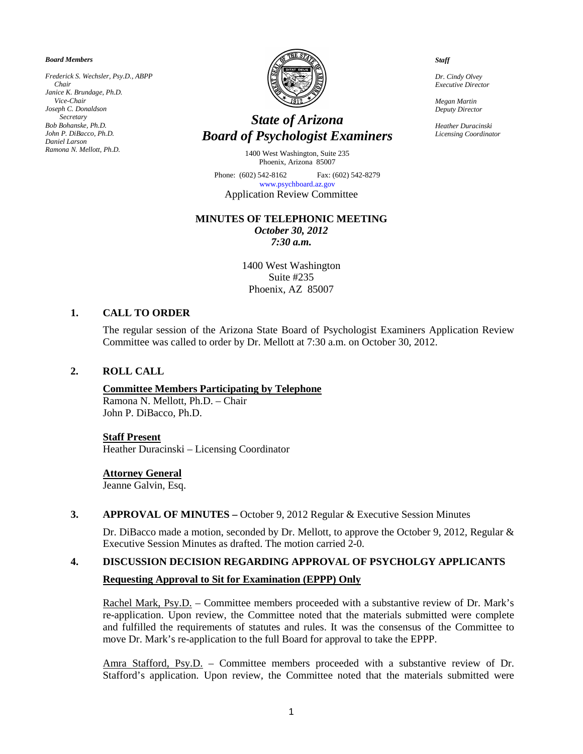*Board Members*

*Frederick S. Wechsler, Psy.D., ABPP*
*Chair*
*Janice K. Brundage, Ph.D.*
*Vice-Chair*
*Joseph C. Donaldson*
*Secretary*
*Bob Bohanske, Ph.D.*
*John P. DiBacco, Ph.D.*
*Daniel Larson*
*Ramona N. Mellott, Ph.D.*

# *State of Arizona*
# *Board of Psychologist Examiners*

1400 West Washington, Suite 235
Phoenix, Arizona 85007

Phone: (602) 542-8162 Fax: (602) 542-8279
www.psychboard.az.gov

*Staff*

*Dr. Cindy Olvey*
*Executive Director*

*Megan Martin*
*Deputy Director*

*Heather Duracinski*
*Licensing Coordinator*

Application Review Committee

**MINUTES OF TELEPHONIC MEETING**
***October 30, 2012***
***7:30 a.m.***

1400 West Washington
Suite #235
Phoenix, AZ 85007

## 1. CALL TO ORDER

The regular session of the Arizona State Board of Psychologist Examiners Application Review Committee was called to order by Dr. Mellott at 7:30 a.m. on October 30, 2012.

## 2. ROLL CALL

**Committee Members Participating by Telephone**
Ramona N. Mellott, Ph.D. – Chair
John P. DiBacco, Ph.D.

**Staff Present**
Heather Duracinski – Licensing Coordinator

**Attorney General**
Jeanne Galvin, Esq.

## 3. APPROVAL OF MINUTES – October 9, 2012 Regular & Executive Session Minutes

Dr. DiBacco made a motion, seconded by Dr. Mellott, to approve the October 9, 2012, Regular & Executive Session Minutes as drafted. The motion carried 2-0.

## 4. DISCUSSION DECISION REGARDING APPROVAL OF PSYCHOLGY APPLICANTS

**Requesting Approval to Sit for Examination (EPPP) Only**

Rachel Mark, Psy.D. – Committee members proceeded with a substantive review of Dr. Mark's re-application. Upon review, the Committee noted that the materials submitted were complete and fulfilled the requirements of statutes and rules. It was the consensus of the Committee to move Dr. Mark's re-application to the full Board for approval to take the EPPP.

Amra Stafford, Psy.D. – Committee members proceeded with a substantive review of Dr. Stafford's application. Upon review, the Committee noted that the materials submitted were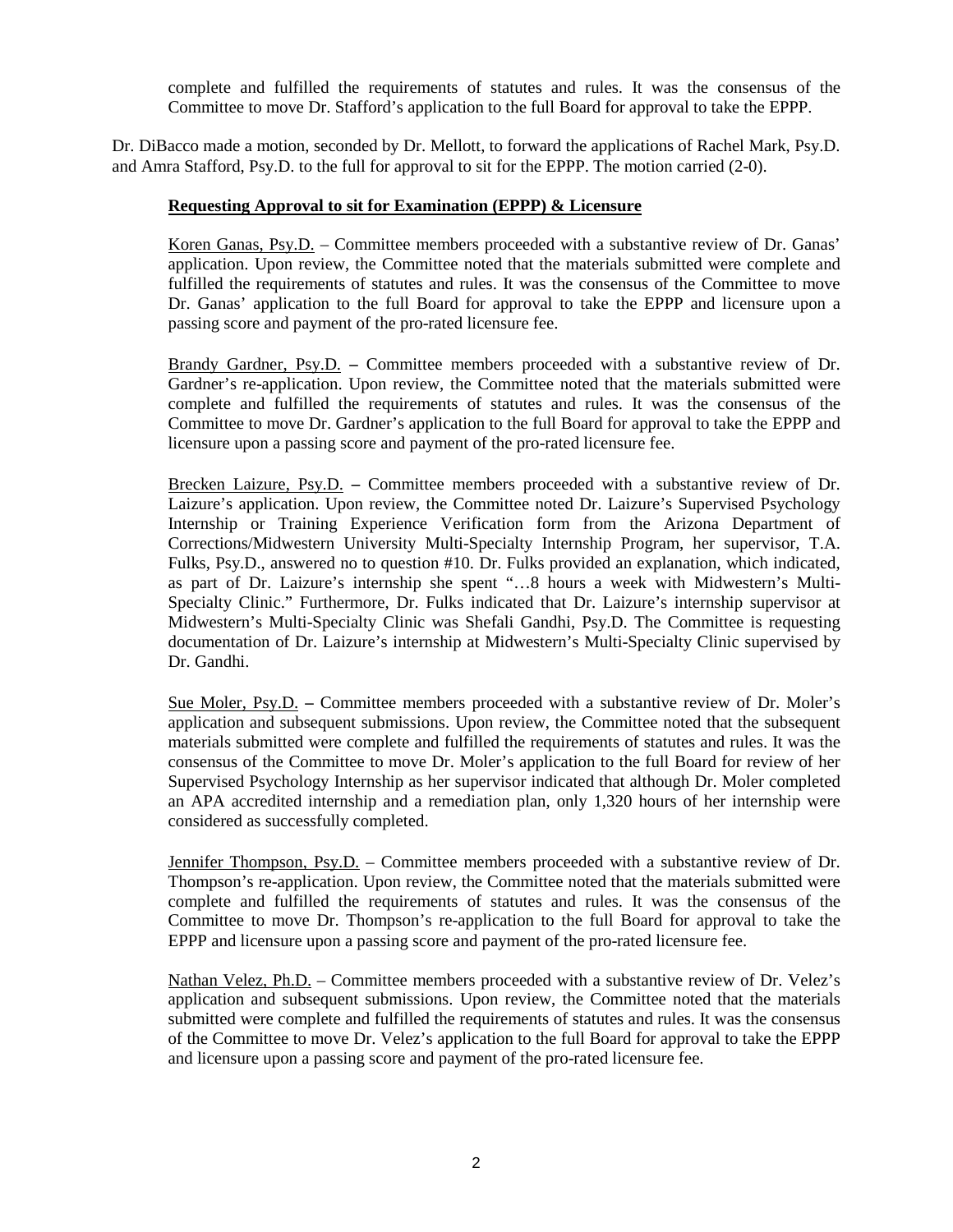complete and fulfilled the requirements of statutes and rules. It was the consensus of the Committee to move Dr. Stafford's application to the full Board for approval to take the EPPP.

Dr. DiBacco made a motion, seconded by Dr. Mellott, to forward the applications of Rachel Mark, Psy.D. and Amra Stafford, Psy.D. to the full for approval to sit for the EPPP. The motion carried (2-0).

**Requesting Approval to sit for Examination (EPPP) & Licensure**

Koren Ganas, Psy.D. – Committee members proceeded with a substantive review of Dr. Ganas' application. Upon review, the Committee noted that the materials submitted were complete and fulfilled the requirements of statutes and rules. It was the consensus of the Committee to move Dr. Ganas' application to the full Board for approval to take the EPPP and licensure upon a passing score and payment of the pro-rated licensure fee.

Brandy Gardner, Psy.D. **–** Committee members proceeded with a substantive review of Dr. Gardner's re-application. Upon review, the Committee noted that the materials submitted were complete and fulfilled the requirements of statutes and rules. It was the consensus of the Committee to move Dr. Gardner's application to the full Board for approval to take the EPPP and licensure upon a passing score and payment of the pro-rated licensure fee.

Brecken Laizure, Psy.D. **–** Committee members proceeded with a substantive review of Dr. Laizure's application. Upon review, the Committee noted Dr. Laizure's Supervised Psychology Internship or Training Experience Verification form from the Arizona Department of Corrections/Midwestern University Multi-Specialty Internship Program, her supervisor, T.A. Fulks, Psy.D., answered no to question #10. Dr. Fulks provided an explanation, which indicated, as part of Dr. Laizure's internship she spent "…8 hours a week with Midwestern's Multi-Specialty Clinic." Furthermore, Dr. Fulks indicated that Dr. Laizure's internship supervisor at Midwestern's Multi-Specialty Clinic was Shefali Gandhi, Psy.D. The Committee is requesting documentation of Dr. Laizure's internship at Midwestern's Multi-Specialty Clinic supervised by Dr. Gandhi.

Sue Moler, Psy.D. **–** Committee members proceeded with a substantive review of Dr. Moler's application and subsequent submissions. Upon review, the Committee noted that the subsequent materials submitted were complete and fulfilled the requirements of statutes and rules. It was the consensus of the Committee to move Dr. Moler's application to the full Board for review of her Supervised Psychology Internship as her supervisor indicated that although Dr. Moler completed an APA accredited internship and a remediation plan, only 1,320 hours of her internship were considered as successfully completed.

Jennifer Thompson, Psy.D. – Committee members proceeded with a substantive review of Dr. Thompson's re-application. Upon review, the Committee noted that the materials submitted were complete and fulfilled the requirements of statutes and rules. It was the consensus of the Committee to move Dr. Thompson's re-application to the full Board for approval to take the EPPP and licensure upon a passing score and payment of the pro-rated licensure fee.

Nathan Velez, Ph.D. – Committee members proceeded with a substantive review of Dr. Velez's application and subsequent submissions. Upon review, the Committee noted that the materials submitted were complete and fulfilled the requirements of statutes and rules. It was the consensus of the Committee to move Dr. Velez's application to the full Board for approval to take the EPPP and licensure upon a passing score and payment of the pro-rated licensure fee.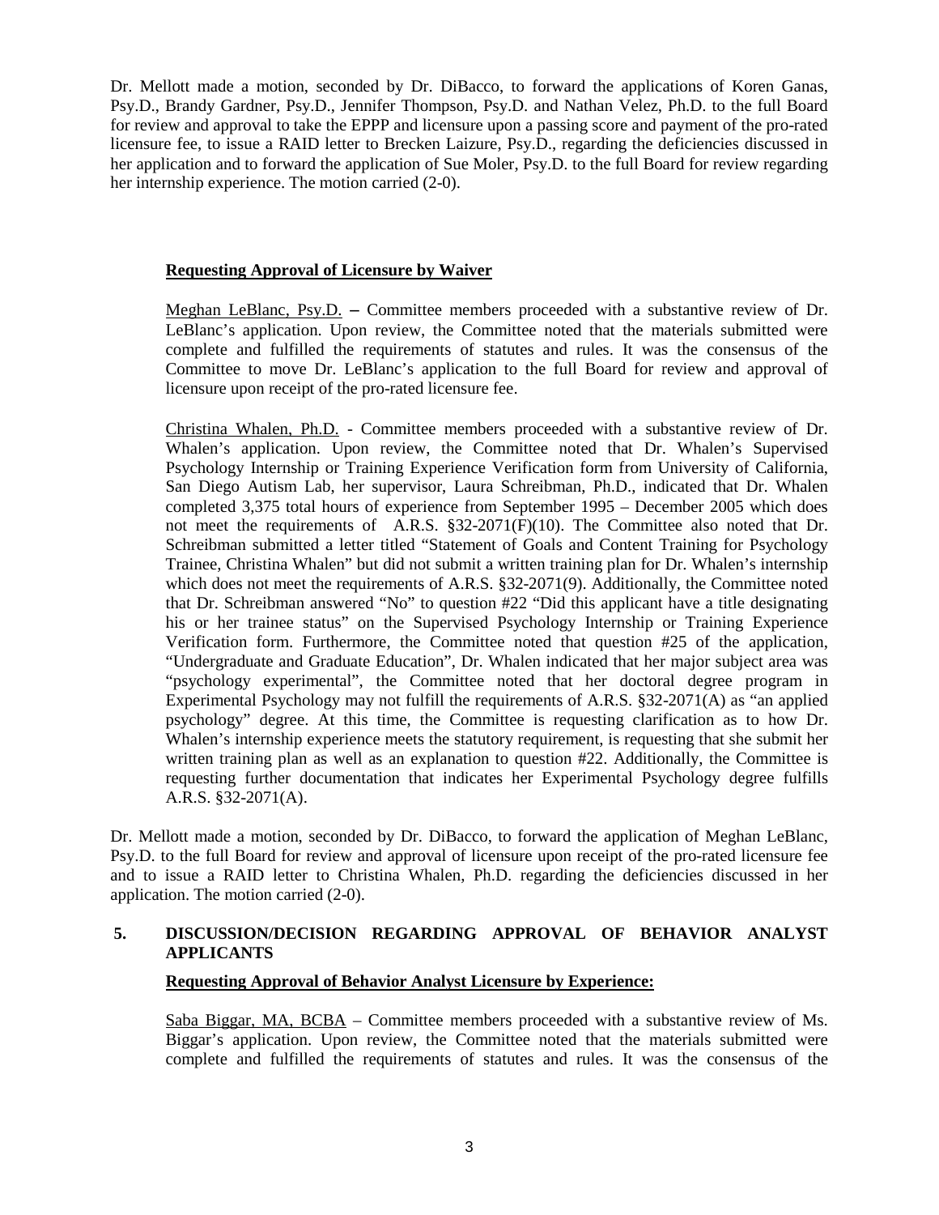Dr. Mellott made a motion, seconded by Dr. DiBacco, to forward the applications of Koren Ganas, Psy.D., Brandy Gardner, Psy.D., Jennifer Thompson, Psy.D. and Nathan Velez, Ph.D. to the full Board for review and approval to take the EPPP and licensure upon a passing score and payment of the pro-rated licensure fee, to issue a RAID letter to Brecken Laizure, Psy.D., regarding the deficiencies discussed in her application and to forward the application of Sue Moler, Psy.D. to the full Board for review regarding her internship experience. The motion carried (2-0).

**Requesting Approval of Licensure by Waiver**

Meghan LeBlanc, Psy.D. **–** Committee members proceeded with a substantive review of Dr. LeBlanc's application. Upon review, the Committee noted that the materials submitted were complete and fulfilled the requirements of statutes and rules. It was the consensus of the Committee to move Dr. LeBlanc's application to the full Board for review and approval of licensure upon receipt of the pro-rated licensure fee.

Christina Whalen, Ph.D. - Committee members proceeded with a substantive review of Dr. Whalen's application. Upon review, the Committee noted that Dr. Whalen's Supervised Psychology Internship or Training Experience Verification form from University of California, San Diego Autism Lab, her supervisor, Laura Schreibman, Ph.D., indicated that Dr. Whalen completed 3,375 total hours of experience from September 1995 – December 2005 which does not meet the requirements of A.R.S. §32-2071(F)(10). The Committee also noted that Dr. Schreibman submitted a letter titled "Statement of Goals and Content Training for Psychology Trainee, Christina Whalen" but did not submit a written training plan for Dr. Whalen's internship which does not meet the requirements of A.R.S. §32-2071(9). Additionally, the Committee noted that Dr. Schreibman answered "No" to question #22 "Did this applicant have a title designating his or her trainee status" on the Supervised Psychology Internship or Training Experience Verification form. Furthermore, the Committee noted that question #25 of the application, "Undergraduate and Graduate Education", Dr. Whalen indicated that her major subject area was "psychology experimental", the Committee noted that her doctoral degree program in Experimental Psychology may not fulfill the requirements of A.R.S. §32-2071(A) as "an applied psychology" degree. At this time, the Committee is requesting clarification as to how Dr. Whalen's internship experience meets the statutory requirement, is requesting that she submit her written training plan as well as an explanation to question #22. Additionally, the Committee is requesting further documentation that indicates her Experimental Psychology degree fulfills A.R.S. §32-2071(A).

Dr. Mellott made a motion, seconded by Dr. DiBacco, to forward the application of Meghan LeBlanc, Psy.D. to the full Board for review and approval of licensure upon receipt of the pro-rated licensure fee and to issue a RAID letter to Christina Whalen, Ph.D. regarding the deficiencies discussed in her application. The motion carried (2-0).

## 5. DISCUSSION/DECISION REGARDING APPROVAL OF BEHAVIOR ANALYST APPLICANTS

**Requesting Approval of Behavior Analyst Licensure by Experience:**

Saba Biggar, MA, BCBA – Committee members proceeded with a substantive review of Ms. Biggar's application. Upon review, the Committee noted that the materials submitted were complete and fulfilled the requirements of statutes and rules. It was the consensus of the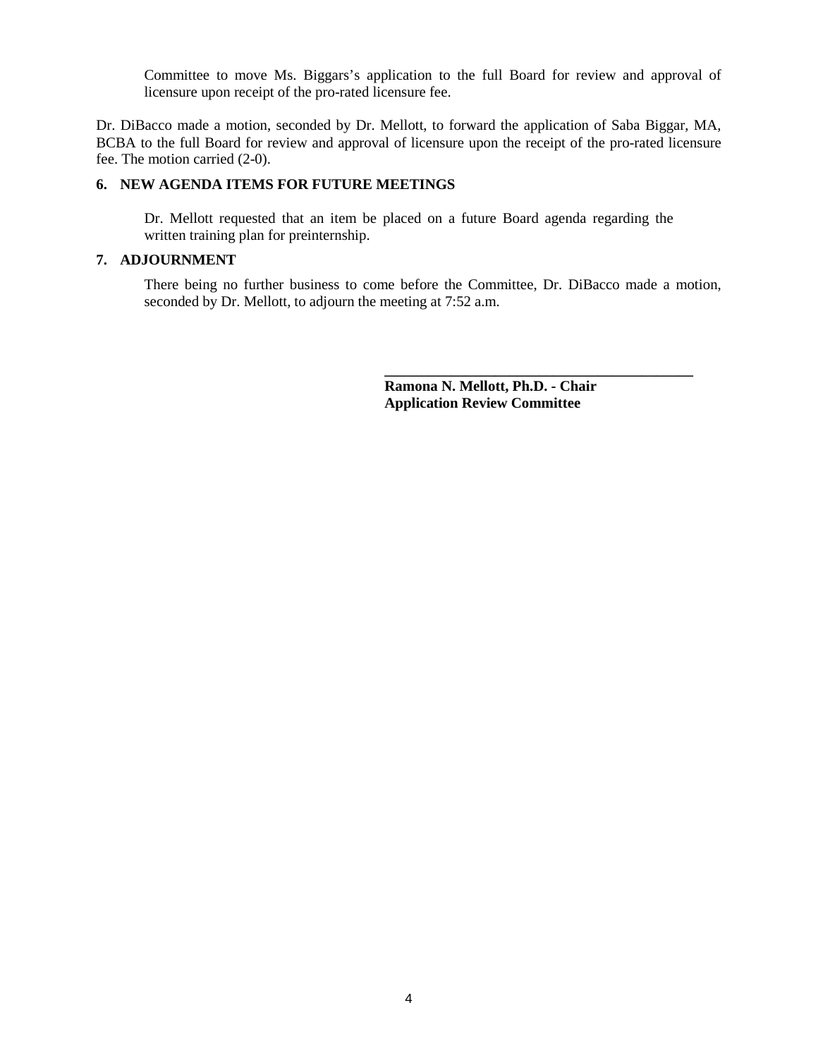Committee to move Ms. Biggars's application to the full Board for review and approval of licensure upon receipt of the pro-rated licensure fee.

Dr. DiBacco made a motion, seconded by Dr. Mellott, to forward the application of Saba Biggar, MA, BCBA to the full Board for review and approval of licensure upon the receipt of the pro-rated licensure fee. The motion carried (2-0).

## 6. NEW AGENDA ITEMS FOR FUTURE MEETINGS

Dr. Mellott requested that an item be placed on a future Board agenda regarding the written training plan for preinternship.

## 7. ADJOURNMENT

There being no further business to come before the Committee, Dr. DiBacco made a motion, seconded by Dr. Mellott, to adjourn the meeting at 7:52 a.m.

\_\_\_\_\_\_\_\_\_\_\_\_\_\_\_\_\_\_\_\_\_\_\_\_\_\_\_\_\_\_\_\_\_\_\_\_\_\_\_\_\_\_\_\_

**Ramona N. Mellott, Ph.D. - Chair**
**Application Review Committee**